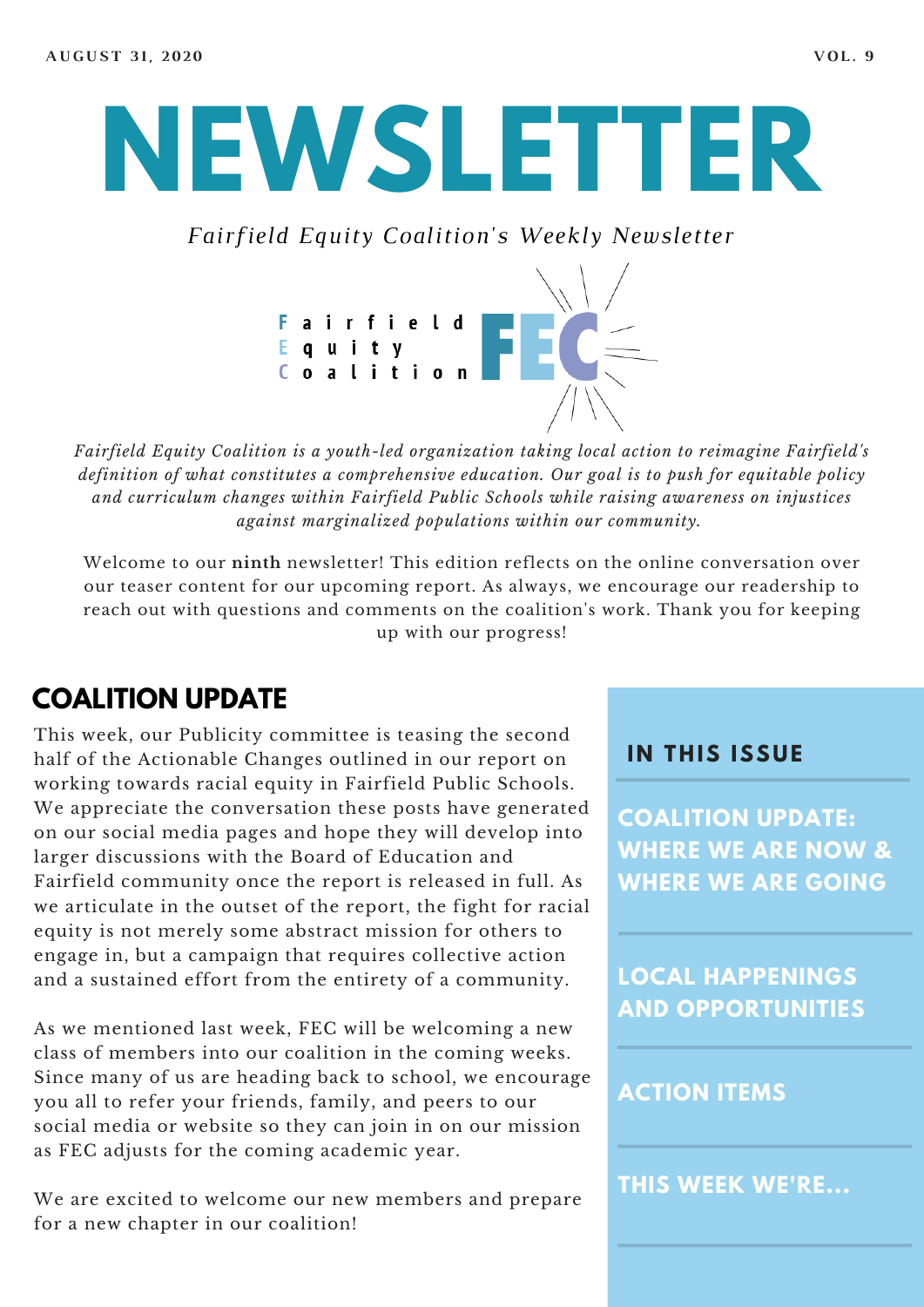AUGUST 31, 2020 VOL. 9

# NEWSLETTER

*Fairfield Equity Coalition's Weekly Newsletter*

Fairfield Equity Coalition FEC

*Fairfield Equity Coalition is a youth-led organization taking local action to reimagine Fairfield's definition of what constitutes a comprehensive education. Our goal is to push for equitable policy and curriculum changes within Fairfield Public Schools while raising awareness on injustices against marginalized populations within our community.*

Welcome to our **ninth** newsletter! This edition reflects on the online conversation over our teaser content for our upcoming report. As always, we encourage our readership to reach out with questions and comments on the coalition's work. Thank you for keeping up with our progress!

## COALITION UPDATE

This week, our Publicity committee is teasing the second half of the Actionable Changes outlined in our report on working towards racial equity in Fairfield Public Schools. We appreciate the conversation these posts have generated on our social media pages and hope they will develop into larger discussions with the Board of Education and Fairfield community once the report is released in full. As we articulate in the outset of the report, the fight for racial equity is not merely some abstract mission for others to engage in, but a campaign that requires collective action and a sustained effort from the entirety of a community.

As we mentioned last week, FEC will be welcoming a new class of members into our coalition in the coming weeks. Since many of us are heading back to school, we encourage you all to refer your friends, family, and peers to our social media or website so they can join in on our mission as FEC adjusts for the coming academic year.

We are excited to welcome our new members and prepare for a new chapter in our coalition!

### IN THIS ISSUE

- **COALITION UPDATE: WHERE WE ARE NOW & WHERE WE ARE GOING**
- **LOCAL HAPPENINGS AND OPPORTUNITIES**
- **ACTION ITEMS**
- **THIS WEEK WE'RE...**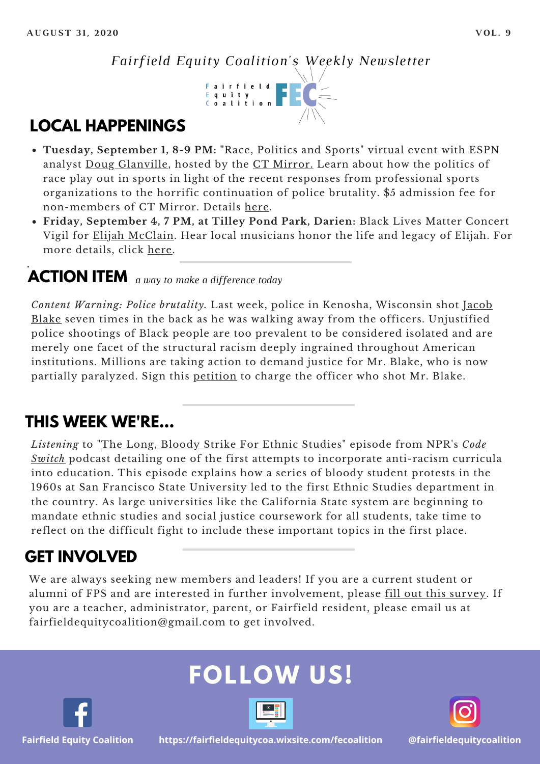AUGUST 31, 2020 VOL. 9

*Fairfield Equity Coalition's Weekly Newsletter*

Fairfield Equity Coalition FEC

## LOCAL HAPPENINGS

- **Tuesday, September 1, 8-9 PM:** "Race, Politics and Sports" virtual event with ESPN analyst Doug Glanville, hosted by the CT Mirror. Learn about how the politics of race play out in sports in light of the recent responses from professional sports organizations to the horrific continuation of police brutality. $5 admission fee for non-members of CT Mirror. Details here.
- **Friday, September 4, 7 PM, at Tilley Pond Park, Darien:** Black Lives Matter Concert Vigil for Elijah McClain. Hear local musicians honor the life and legacy of Elijah. For more details, click here.

## ACTION ITEM *a way to make a difference today*

*Content Warning: Police brutality.* Last week, police in Kenosha, Wisconsin shot Jacob Blake seven times in the back as he was walking away from the officers. Unjustified police shootings of Black people are too prevalent to be considered isolated and are merely one facet of the structural racism deeply ingrained throughout American institutions. Millions are taking action to demand justice for Mr. Blake, who is now partially paralyzed. Sign this petition to charge the officer who shot Mr. Blake.

## THIS WEEK WE'RE...

*Listening* to "The Long, Bloody Strike For Ethnic Studies" episode from NPR's *Code Switch* podcast detailing one of the first attempts to incorporate anti-racism curricula into education. This episode explains how a series of bloody student protests in the 1960s at San Francisco State University led to the first Ethnic Studies department in the country. As large universities like the California State system are beginning to mandate ethnic studies and social justice coursework for all students, take time to reflect on the difficult fight to include these important topics in the first place.

## GET INVOLVED

We are always seeking new members and leaders! If you are a current student or alumni of FPS and are interested in further involvement, please fill out this survey. If you are a teacher, administrator, parent, or Fairfield resident, please email us at fairfieldequitycoalition@gmail.com to get involved.

## FOLLOW US!

Fairfield Equity Coalition

https://fairfieldequitycoa.wixsite.com/fecoalition

@fairfieldequitycoalition